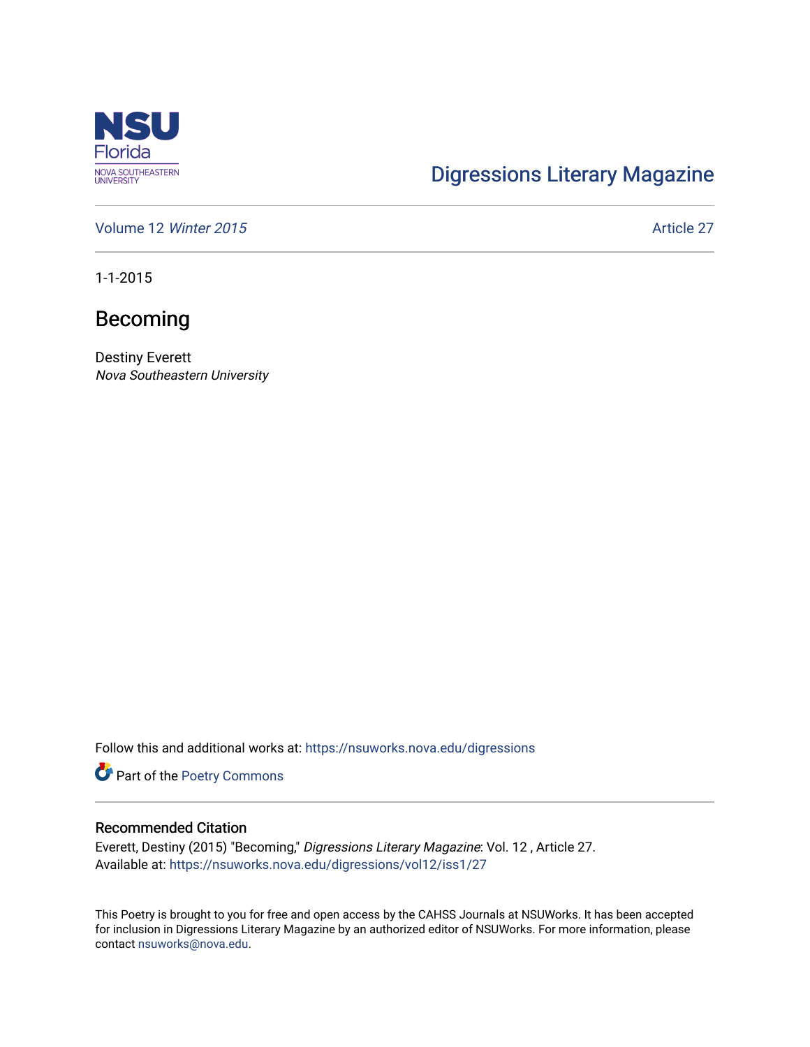Digressions Literary Magazine

Volume 12 *Winter 2015*

Article 27

1-1-2015

# Becoming

Destiny Everett
*Nova Southeastern University*

Follow this and additional works at: https://nsuworks.nova.edu/digressions

Part of the Poetry Commons

## Recommended Citation

Everett, Destiny (2015) "Becoming," *Digressions Literary Magazine*: Vol. 12 , Article 27.
Available at: https://nsuworks.nova.edu/digressions/vol12/iss1/27

This Poetry is brought to you for free and open access by the CAHSS Journals at NSUWorks. It has been accepted for inclusion in Digressions Literary Magazine by an authorized editor of NSUWorks. For more information, please contact nsuworks@nova.edu.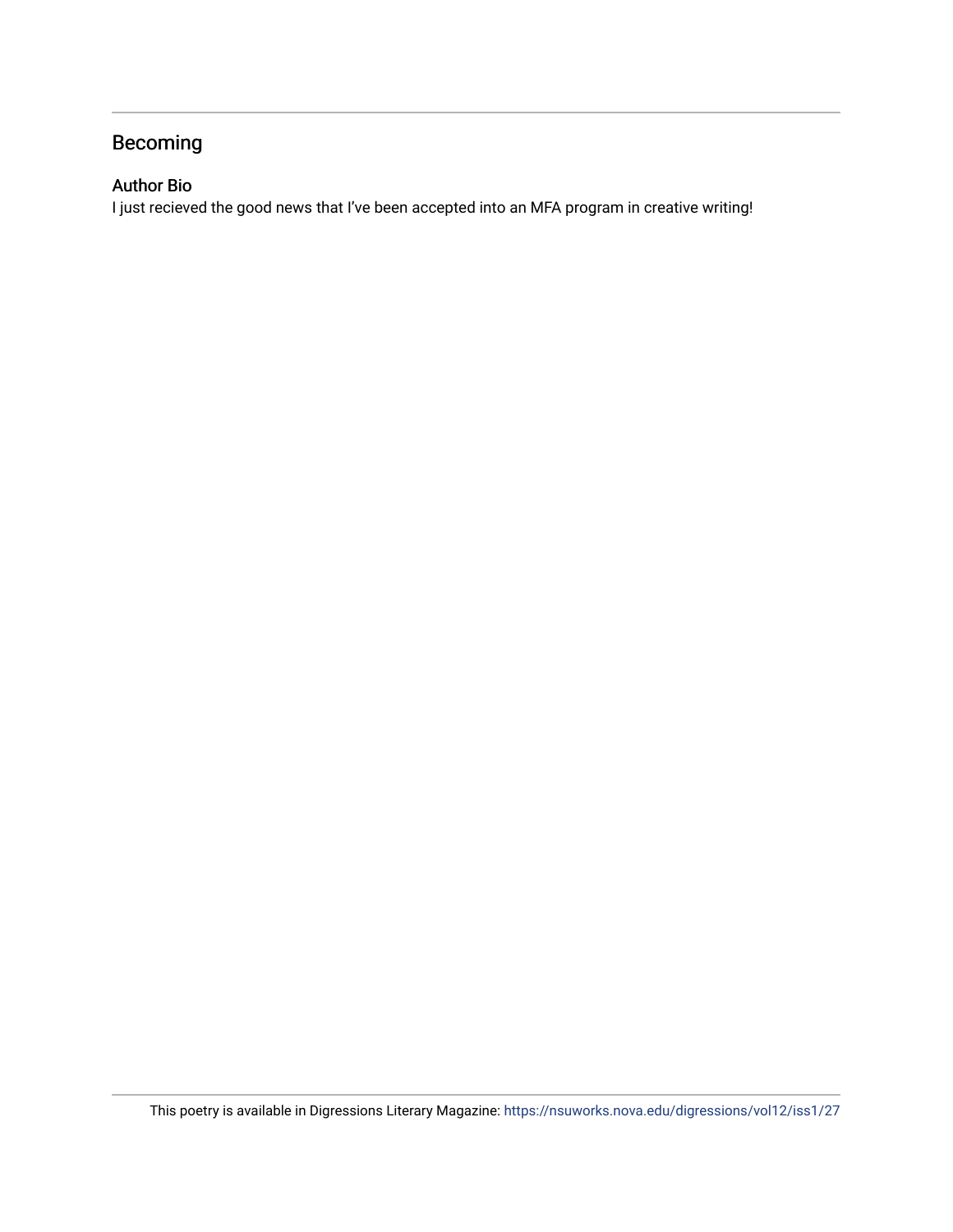## Becoming

### Author Bio

I just recieved the good news that I've been accepted into an MFA program in creative writing!

This poetry is available in Digressions Literary Magazine: https://nsuworks.nova.edu/digressions/vol12/iss1/27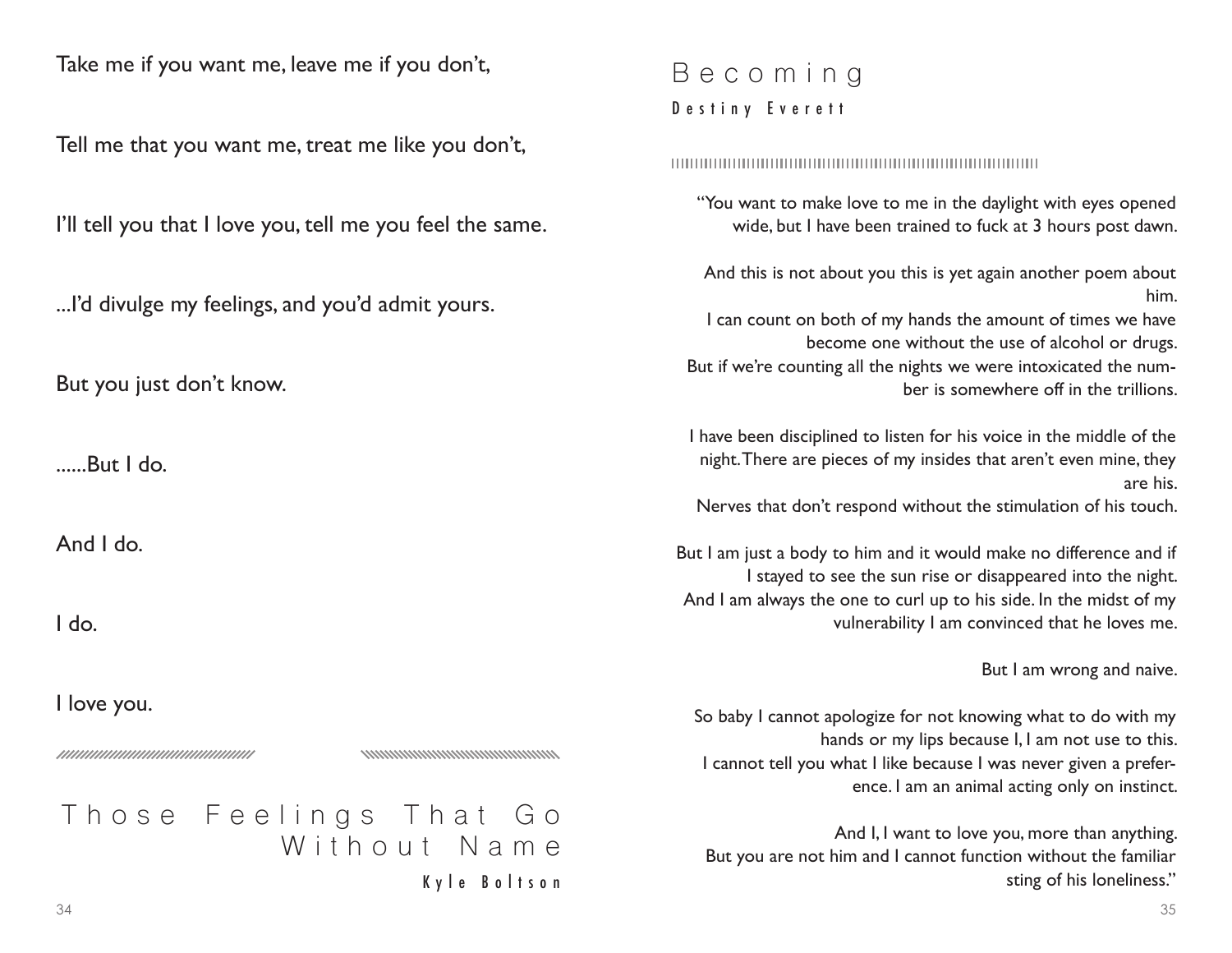Take me if you want me, leave me if you don't,

Tell me that you want me, treat me like you don't,

I'll tell you that I love you, tell me you feel the same.

...I'd divulge my feelings, and you'd admit yours.

But you just don't know.

......But I do.

And I do.

I do.

I love you.

## Those Feelings That Go Without Name

Kyle Boltson

## Becoming

Destiny Everett

"You want to make love to me in the daylight with eyes opened wide, but I have been trained to fuck at 3 hours post dawn.

And this is not about you this is yet again another poem about him.
I can count on both of my hands the amount of times we have become one without the use of alcohol or drugs.
But if we're counting all the nights we were intoxicated the number is somewhere off in the trillions.

I have been disciplined to listen for his voice in the middle of the night. There are pieces of my insides that aren't even mine, they are his.
Nerves that don't respond without the stimulation of his touch.

But I am just a body to him and it would make no difference and if I stayed to see the sun rise or disappeared into the night.
And I am always the one to curl up to his side. In the midst of my vulnerability I am convinced that he loves me.

But I am wrong and naive.

So baby I cannot apologize for not knowing what to do with my hands or my lips because I, I am not use to this.
I cannot tell you what I like because I was never given a preference. I am an animal acting only on instinct.

And I, I want to love you, more than anything.
But you are not him and I cannot function without the familiar sting of his loneliness."